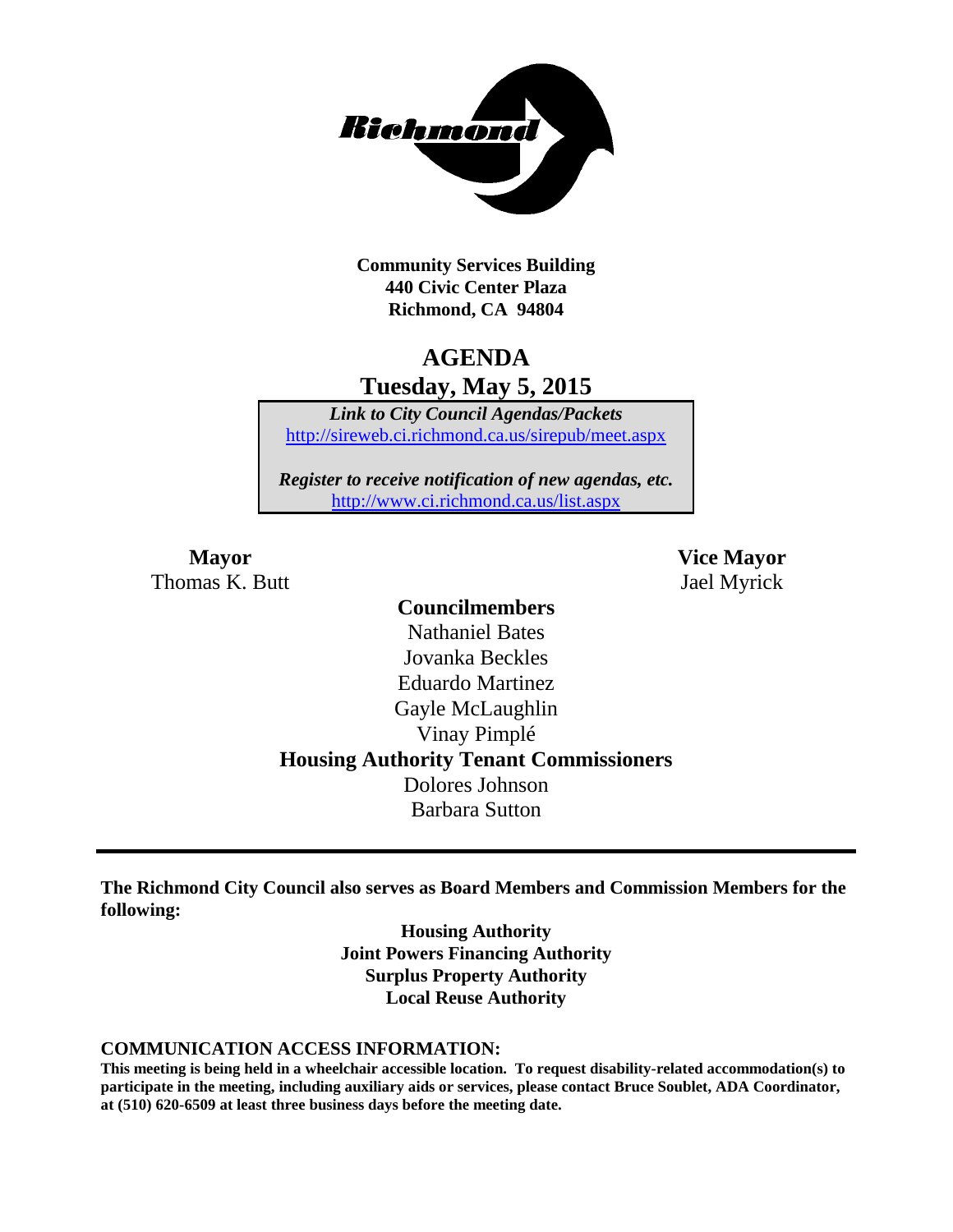**Community Services Building**
**440 Civic Center Plaza**
**Richmond, CA 94804**

# AGENDA
## Tuesday, May 5, 2015

*Link to City Council Agendas/Packets*
http://sireweb.ci.richmond.ca.us/sirepub/meet.aspx

*Register to receive notification of new agendas, etc.*
http://www.ci.richmond.ca.us/list.aspx

**Mayor**
Thomas K. Butt

**Vice Mayor**
Jael Myrick

**Councilmembers**
Nathaniel Bates
Jovanka Beckles
Eduardo Martinez
Gayle McLaughlin
Vinay Pimplé

**Housing Authority Tenant Commissioners**
Dolores Johnson
Barbara Sutton

---

**The Richmond City Council also serves as Board Members and Commission Members for the following:**

**Housing Authority**
**Joint Powers Financing Authority**
**Surplus Property Authority**
**Local Reuse Authority**

**COMMUNICATION ACCESS INFORMATION:**

**This meeting is being held in a wheelchair accessible location. To request disability-related accommodation(s) to participate in the meeting, including auxiliary aids or services, please contact Bruce Soublet, ADA Coordinator, at (510) 620-6509 at least three business days before the meeting date.**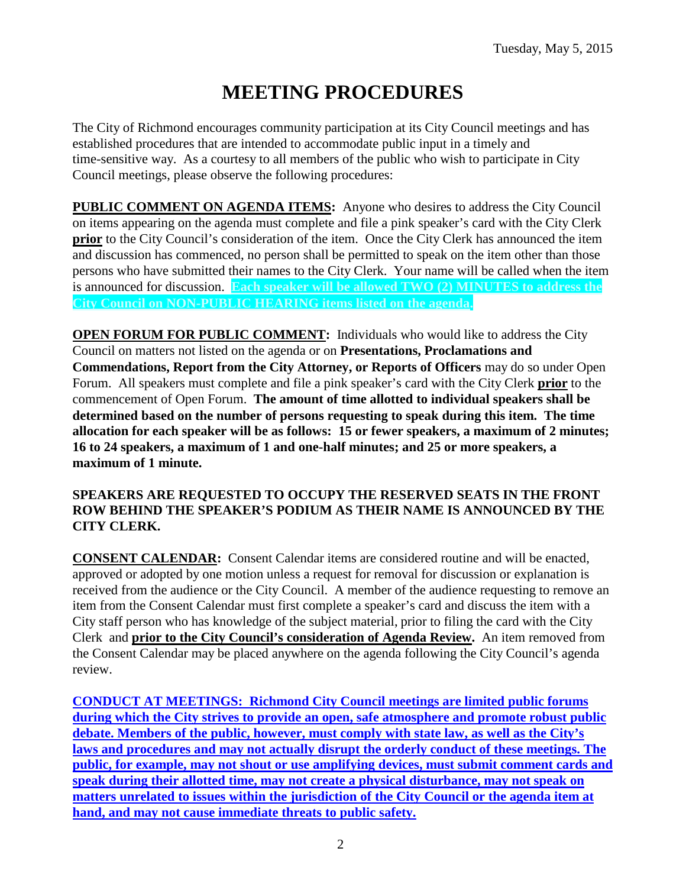Tuesday, May 5, 2015

# MEETING PROCEDURES

The City of Richmond encourages community participation at its City Council meetings and has established procedures that are intended to accommodate public input in a timely and time-sensitive way. As a courtesy to all members of the public who wish to participate in City Council meetings, please observe the following procedures:

**PUBLIC COMMENT ON AGENDA ITEMS:** Anyone who desires to address the City Council on items appearing on the agenda must complete and file a pink speaker's card with the City Clerk **prior** to the City Council's consideration of the item. Once the City Clerk has announced the item and discussion has commenced, no person shall be permitted to speak on the item other than those persons who have submitted their names to the City Clerk. Your name will be called when the item is announced for discussion. **Each speaker will be allowed TWO (2) MINUTES to address the City Council on NON-PUBLIC HEARING items listed on the agenda.**

**OPEN FORUM FOR PUBLIC COMMENT:** Individuals who would like to address the City Council on matters not listed on the agenda or on **Presentations, Proclamations and Commendations, Report from the City Attorney, or Reports of Officers** may do so under Open Forum. All speakers must complete and file a pink speaker's card with the City Clerk **prior** to the commencement of Open Forum. **The amount of time allotted to individual speakers shall be determined based on the number of persons requesting to speak during this item. The time allocation for each speaker will be as follows: 15 or fewer speakers, a maximum of 2 minutes; 16 to 24 speakers, a maximum of 1 and one-half minutes; and 25 or more speakers, a maximum of 1 minute.**

**SPEAKERS ARE REQUESTED TO OCCUPY THE RESERVED SEATS IN THE FRONT ROW BEHIND THE SPEAKER'S PODIUM AS THEIR NAME IS ANNOUNCED BY THE CITY CLERK.**

**CONSENT CALENDAR:** Consent Calendar items are considered routine and will be enacted, approved or adopted by one motion unless a request for removal for discussion or explanation is received from the audience or the City Council. A member of the audience requesting to remove an item from the Consent Calendar must first complete a speaker's card and discuss the item with a City staff person who has knowledge of the subject material, prior to filing the card with the City Clerk and **prior to the City Council's consideration of Agenda Review.** An item removed from the Consent Calendar may be placed anywhere on the agenda following the City Council's agenda review.

**CONDUCT AT MEETINGS: Richmond City Council meetings are limited public forums during which the City strives to provide an open, safe atmosphere and promote robust public debate. Members of the public, however, must comply with state law, as well as the City's laws and procedures and may not actually disrupt the orderly conduct of these meetings. The public, for example, may not shout or use amplifying devices, must submit comment cards and speak during their allotted time, may not create a physical disturbance, may not speak on matters unrelated to issues within the jurisdiction of the City Council or the agenda item at hand, and may not cause immediate threats to public safety.**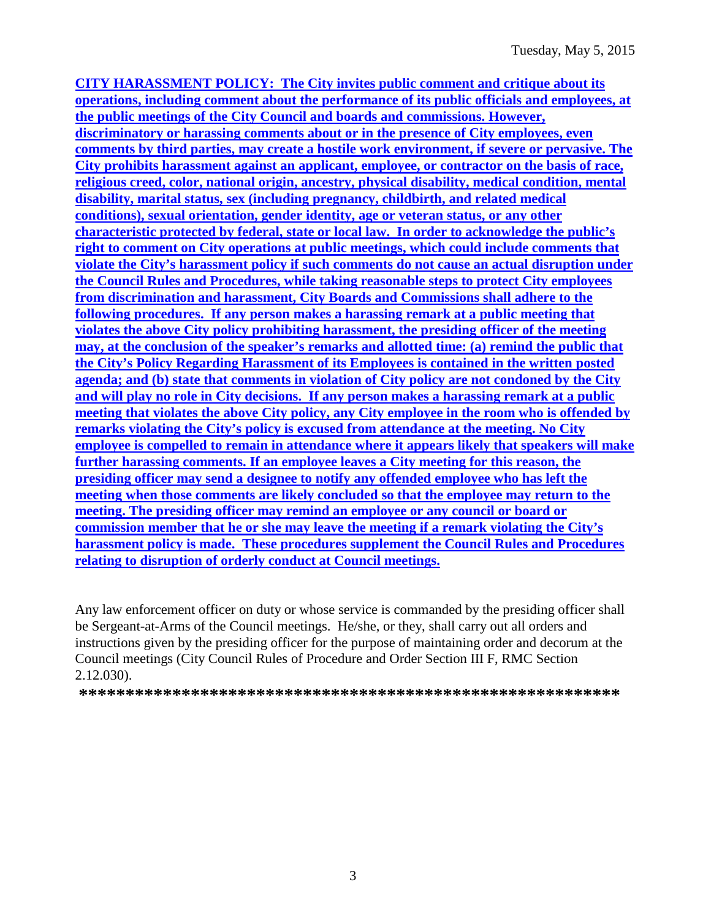**CITY HARASSMENT POLICY: The City invites public comment and critique about its operations, including comment about the performance of its public officials and employees, at the public meetings of the City Council and boards and commissions. However, discriminatory or harassing comments about or in the presence of City employees, even comments by third parties, may create a hostile work environment, if severe or pervasive. The City prohibits harassment against an applicant, employee, or contractor on the basis of race, religious creed, color, national origin, ancestry, physical disability, medical condition, mental disability, marital status, sex (including pregnancy, childbirth, and related medical conditions), sexual orientation, gender identity, age or veteran status, or any other characteristic protected by federal, state or local law. In order to acknowledge the public's right to comment on City operations at public meetings, which could include comments that violate the City's harassment policy if such comments do not cause an actual disruption under the Council Rules and Procedures, while taking reasonable steps to protect City employees from discrimination and harassment, City Boards and Commissions shall adhere to the following procedures. If any person makes a harassing remark at a public meeting that violates the above City policy prohibiting harassment, the presiding officer of the meeting may, at the conclusion of the speaker's remarks and allotted time: (a) remind the public that the City's Policy Regarding Harassment of its Employees is contained in the written posted agenda; and (b) state that comments in violation of City policy are not condoned by the City and will play no role in City decisions. If any person makes a harassing remark at a public meeting that violates the above City policy, any City employee in the room who is offended by remarks violating the City's policy is excused from attendance at the meeting. No City employee is compelled to remain in attendance where it appears likely that speakers will make further harassing comments. If an employee leaves a City meeting for this reason, the presiding officer may send a designee to notify any offended employee who has left the meeting when those comments are likely concluded so that the employee may return to the meeting. The presiding officer may remind an employee or any council or board or commission member that he or she may leave the meeting if a remark violating the City's harassment policy is made. These procedures supplement the Council Rules and Procedures relating to disruption of orderly conduct at Council meetings.**

Any law enforcement officer on duty or whose service is commanded by the presiding officer shall be Sergeant-at-Arms of the Council meetings. He/she, or they, shall carry out all orders and instructions given by the presiding officer for the purpose of maintaining order and decorum at the Council meetings (City Council Rules of Procedure and Order Section III F, RMC Section 2.12.030).

**\*\*\*\*\*\*\*\*\*\*\*\*\*\*\*\*\*\*\*\*\*\*\*\*\*\*\*\*\*\*\*\*\*\*\*\*\*\*\*\*\*\*\*\*\*\*\*\*\*\*\*\*\*\*\*\*\*\*\***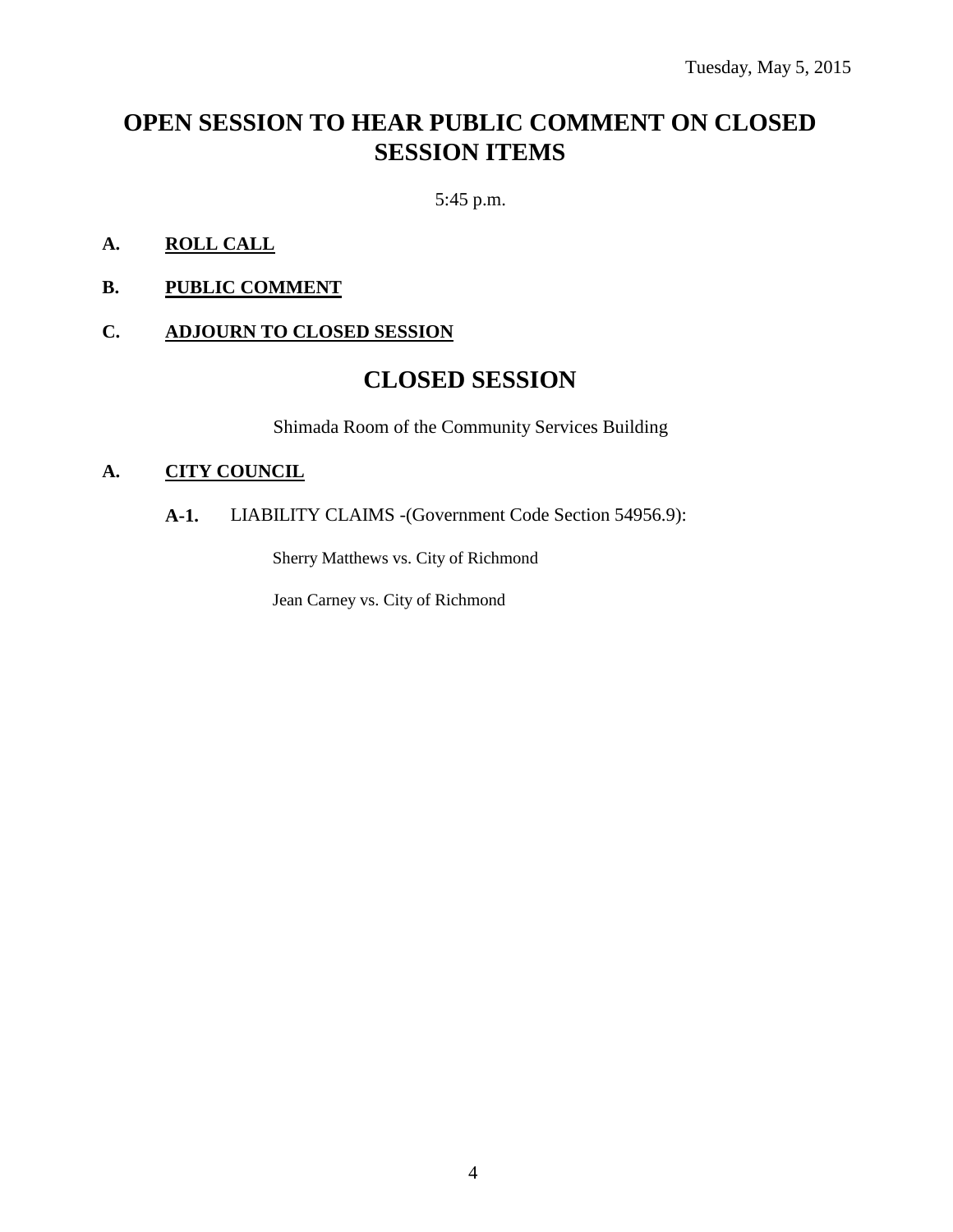Tuesday, May 5, 2015

# OPEN SESSION TO HEAR PUBLIC COMMENT ON CLOSED SESSION ITEMS

5:45 p.m.

**A. ROLL CALL**

**B. PUBLIC COMMENT**

**C. ADJOURN TO CLOSED SESSION**

# CLOSED SESSION

Shimada Room of the Community Services Building

**A. CITY COUNCIL**

**A-1.** LIABILITY CLAIMS -(Government Code Section 54956.9):

Sherry Matthews vs. City of Richmond

Jean Carney vs. City of Richmond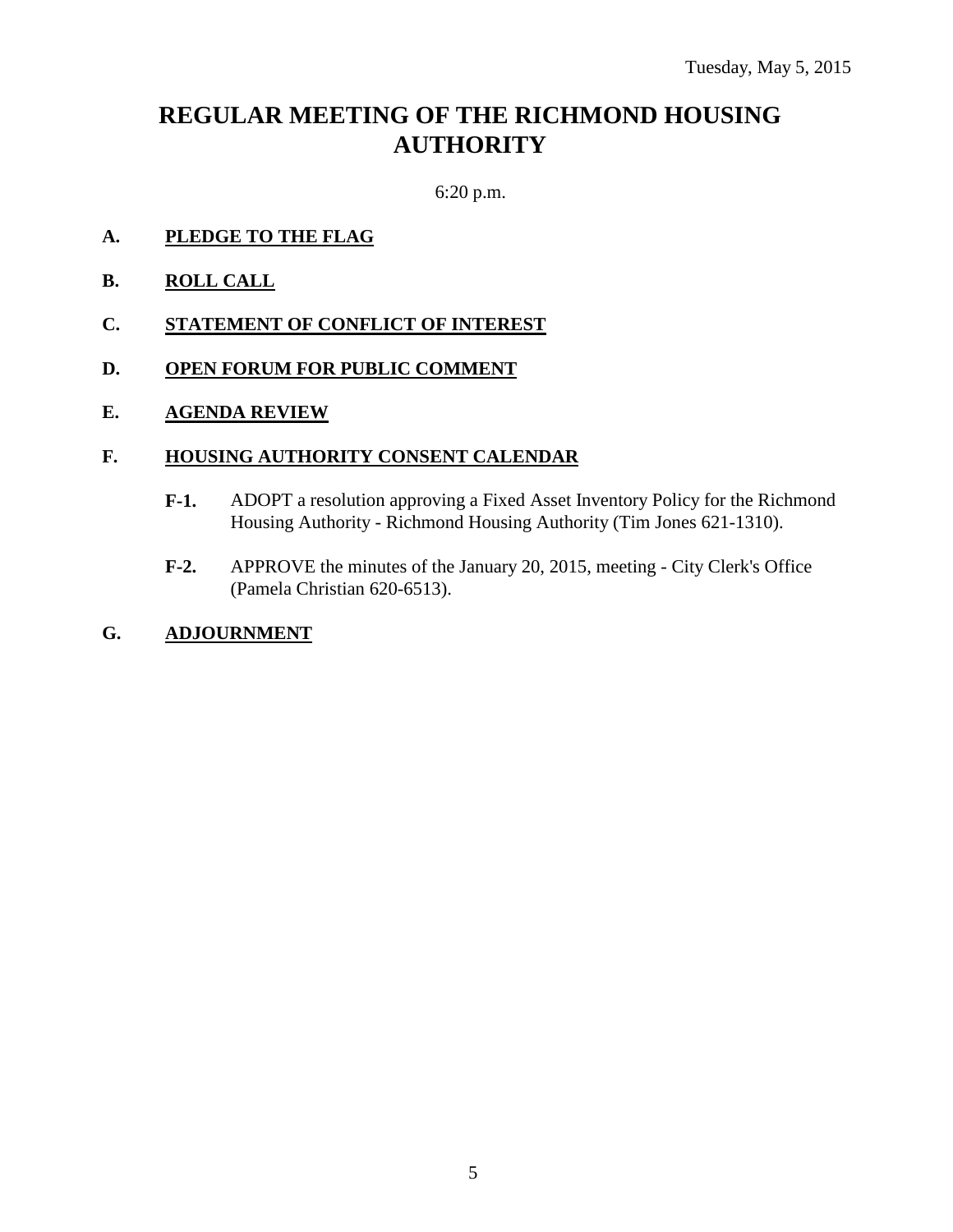Tuesday, May 5, 2015

# REGULAR MEETING OF THE RICHMOND HOUSING AUTHORITY

6:20 p.m.

**A. PLEDGE TO THE FLAG**

**B. ROLL CALL**

**C. STATEMENT OF CONFLICT OF INTEREST**

**D. OPEN FORUM FOR PUBLIC COMMENT**

**E. AGENDA REVIEW**

**F. HOUSING AUTHORITY CONSENT CALENDAR**

**F-1.** ADOPT a resolution approving a Fixed Asset Inventory Policy for the Richmond Housing Authority - Richmond Housing Authority (Tim Jones 621-1310).

**F-2.** APPROVE the minutes of the January 20, 2015, meeting - City Clerk's Office (Pamela Christian 620-6513).

**G. ADJOURNMENT**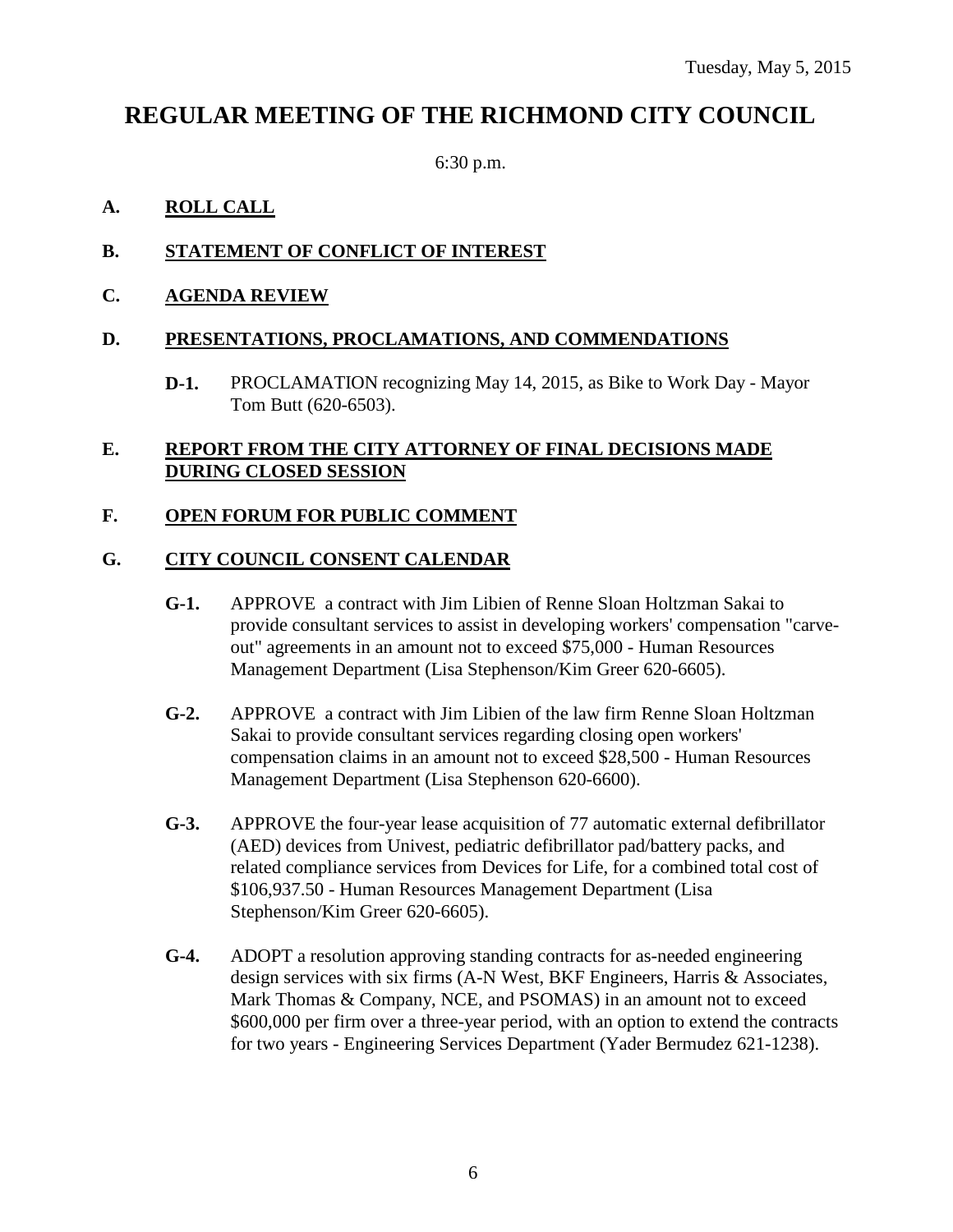Tuesday, May 5, 2015

# REGULAR MEETING OF THE RICHMOND CITY COUNCIL

6:30 p.m.

## A. ROLL CALL

## B. STATEMENT OF CONFLICT OF INTEREST

## C. AGENDA REVIEW

## D. PRESENTATIONS, PROCLAMATIONS, AND COMMENDATIONS

**D-1.** PROCLAMATION recognizing May 14, 2015, as Bike to Work Day - Mayor Tom Butt (620-6503).

## E. REPORT FROM THE CITY ATTORNEY OF FINAL DECISIONS MADE DURING CLOSED SESSION

## F. OPEN FORUM FOR PUBLIC COMMENT

## G. CITY COUNCIL CONSENT CALENDAR

**G-1.** APPROVE a contract with Jim Libien of Renne Sloan Holtzman Sakai to provide consultant services to assist in developing workers' compensation "carve-out" agreements in an amount not to exceed $75,000 - Human Resources Management Department (Lisa Stephenson/Kim Greer 620-6605).

**G-2.** APPROVE a contract with Jim Libien of the law firm Renne Sloan Holtzman Sakai to provide consultant services regarding closing open workers' compensation claims in an amount not to exceed $28,500 - Human Resources Management Department (Lisa Stephenson 620-6600).

**G-3.** APPROVE the four-year lease acquisition of 77 automatic external defibrillator (AED) devices from Univest, pediatric defibrillator pad/battery packs, and related compliance services from Devices for Life, for a combined total cost of $106,937.50 - Human Resources Management Department (Lisa Stephenson/Kim Greer 620-6605).

**G-4.** ADOPT a resolution approving standing contracts for as-needed engineering design services with six firms (A-N West, BKF Engineers, Harris & Associates, Mark Thomas & Company, NCE, and PSOMAS) in an amount not to exceed $600,000 per firm over a three-year period, with an option to extend the contracts for two years - Engineering Services Department (Yader Bermudez 621-1238).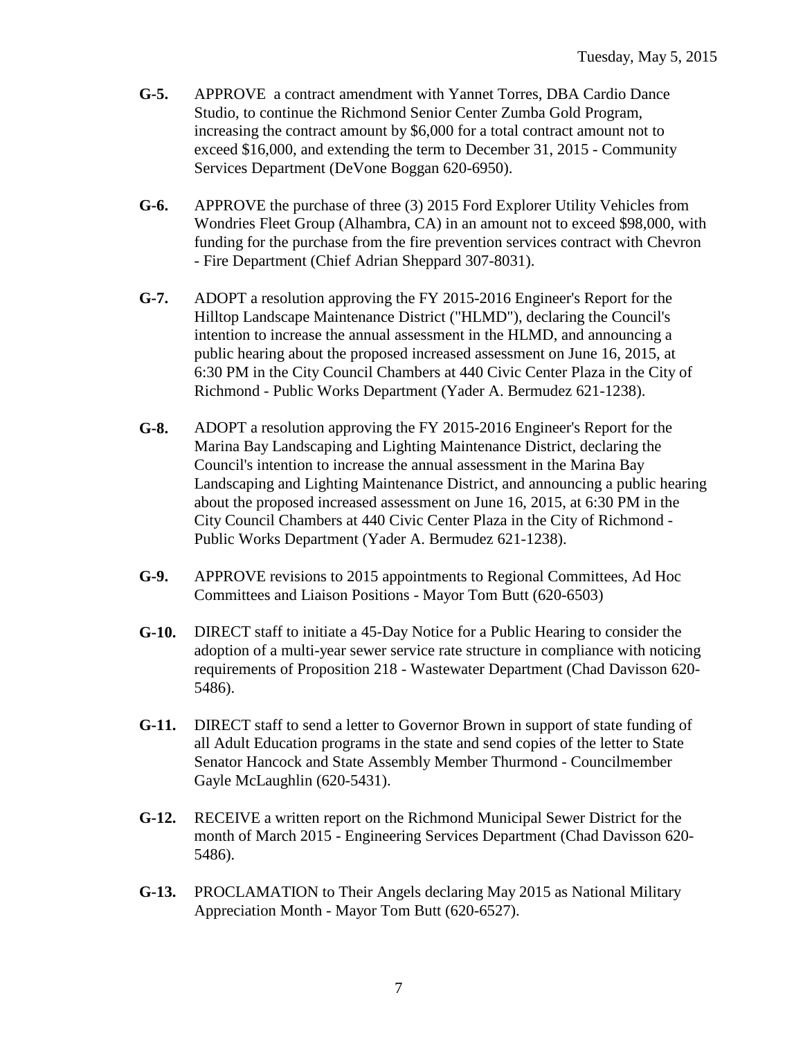**G-5.** APPROVE a contract amendment with Yannet Torres, DBA Cardio Dance Studio, to continue the Richmond Senior Center Zumba Gold Program, increasing the contract amount by $6,000 for a total contract amount not to exceed $16,000, and extending the term to December 31, 2015 - Community Services Department (DeVone Boggan 620-6950).

**G-6.** APPROVE the purchase of three (3) 2015 Ford Explorer Utility Vehicles from Wondries Fleet Group (Alhambra, CA) in an amount not to exceed $98,000, with funding for the purchase from the fire prevention services contract with Chevron - Fire Department (Chief Adrian Sheppard 307-8031).

**G-7.** ADOPT a resolution approving the FY 2015-2016 Engineer's Report for the Hilltop Landscape Maintenance District ("HLMD"), declaring the Council's intention to increase the annual assessment in the HLMD, and announcing a public hearing about the proposed increased assessment on June 16, 2015, at 6:30 PM in the City Council Chambers at 440 Civic Center Plaza in the City of Richmond - Public Works Department (Yader A. Bermudez 621-1238).

**G-8.** ADOPT a resolution approving the FY 2015-2016 Engineer's Report for the Marina Bay Landscaping and Lighting Maintenance District, declaring the Council's intention to increase the annual assessment in the Marina Bay Landscaping and Lighting Maintenance District, and announcing a public hearing about the proposed increased assessment on June 16, 2015, at 6:30 PM in the City Council Chambers at 440 Civic Center Plaza in the City of Richmond - Public Works Department (Yader A. Bermudez 621-1238).

**G-9.** APPROVE revisions to 2015 appointments to Regional Committees, Ad Hoc Committees and Liaison Positions - Mayor Tom Butt (620-6503)

**G-10.** DIRECT staff to initiate a 45-Day Notice for a Public Hearing to consider the adoption of a multi-year sewer service rate structure in compliance with noticing requirements of Proposition 218 - Wastewater Department (Chad Davisson 620-5486).

**G-11.** DIRECT staff to send a letter to Governor Brown in support of state funding of all Adult Education programs in the state and send copies of the letter to State Senator Hancock and State Assembly Member Thurmond - Councilmember Gayle McLaughlin (620-5431).

**G-12.** RECEIVE a written report on the Richmond Municipal Sewer District for the month of March 2015 - Engineering Services Department (Chad Davisson 620-5486).

**G-13.** PROCLAMATION to Their Angels declaring May 2015 as National Military Appreciation Month - Mayor Tom Butt (620-6527).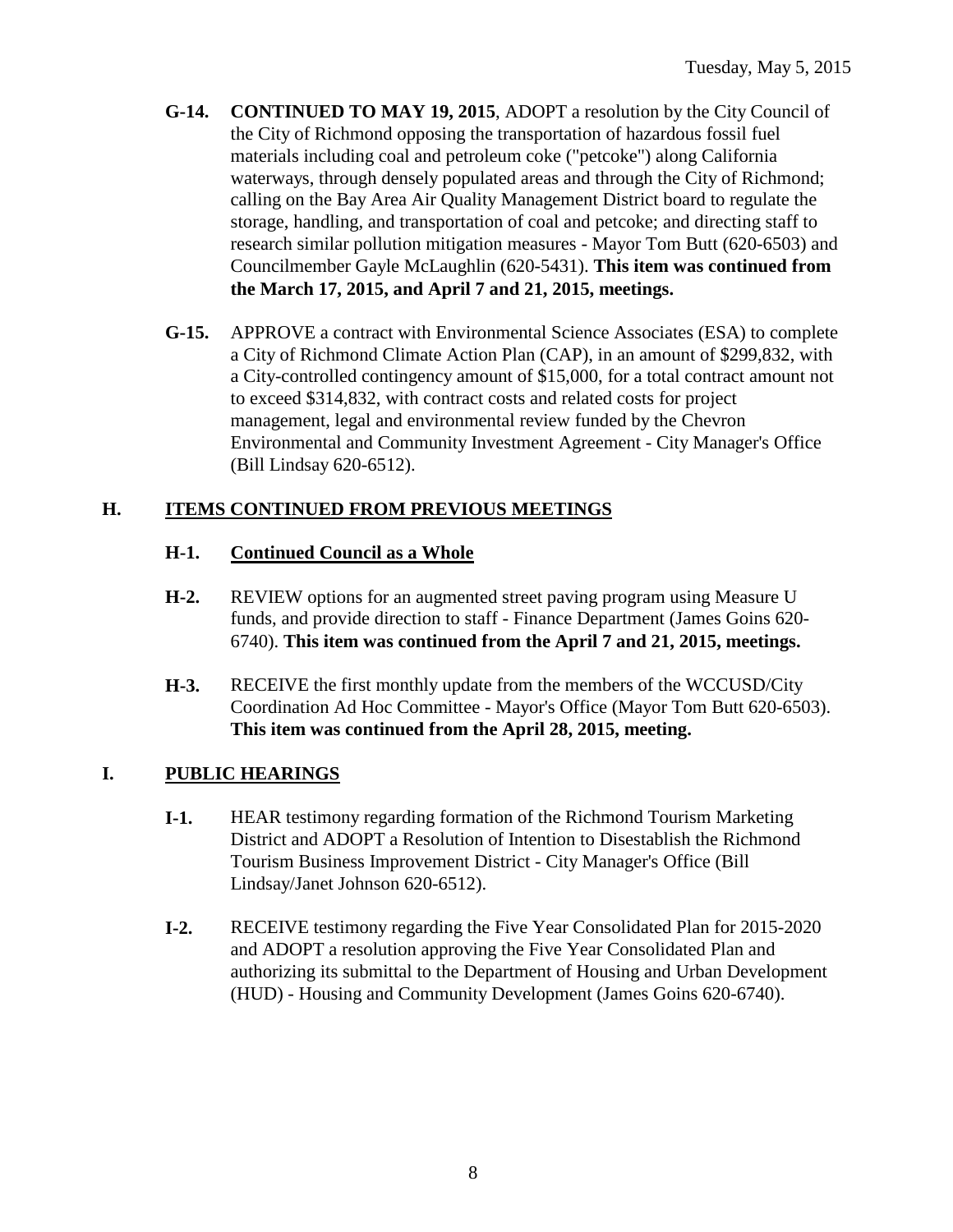**G-14.** **CONTINUED TO MAY 19, 2015**, ADOPT a resolution by the City Council of the City of Richmond opposing the transportation of hazardous fossil fuel materials including coal and petroleum coke ("petcoke") along California waterways, through densely populated areas and through the City of Richmond; calling on the Bay Area Air Quality Management District board to regulate the storage, handling, and transportation of coal and petcoke; and directing staff to research similar pollution mitigation measures - Mayor Tom Butt (620-6503) and Councilmember Gayle McLaughlin (620-5431). **This item was continued from the March 17, 2015, and April 7 and 21, 2015, meetings.**

**G-15.** APPROVE a contract with Environmental Science Associates (ESA) to complete a City of Richmond Climate Action Plan (CAP), in an amount of $299,832, with a City-controlled contingency amount of $15,000, for a total contract amount not to exceed $314,832, with contract costs and related costs for project management, legal and environmental review funded by the Chevron Environmental and Community Investment Agreement - City Manager's Office (Bill Lindsay 620-6512).

## H. ITEMS CONTINUED FROM PREVIOUS MEETINGS

**H-1.** **Continued Council as a Whole**

**H-2.** REVIEW options for an augmented street paving program using Measure U funds, and provide direction to staff - Finance Department (James Goins 620-6740). **This item was continued from the April 7 and 21, 2015, meetings.**

**H-3.** RECEIVE the first monthly update from the members of the WCCUSD/City Coordination Ad Hoc Committee - Mayor's Office (Mayor Tom Butt 620-6503). **This item was continued from the April 28, 2015, meeting.**

## I. PUBLIC HEARINGS

**I-1.** HEAR testimony regarding formation of the Richmond Tourism Marketing District and ADOPT a Resolution of Intention to Disestablish the Richmond Tourism Business Improvement District - City Manager's Office (Bill Lindsay/Janet Johnson 620-6512).

**I-2.** RECEIVE testimony regarding the Five Year Consolidated Plan for 2015-2020 and ADOPT a resolution approving the Five Year Consolidated Plan and authorizing its submittal to the Department of Housing and Urban Development (HUD) - Housing and Community Development (James Goins 620-6740).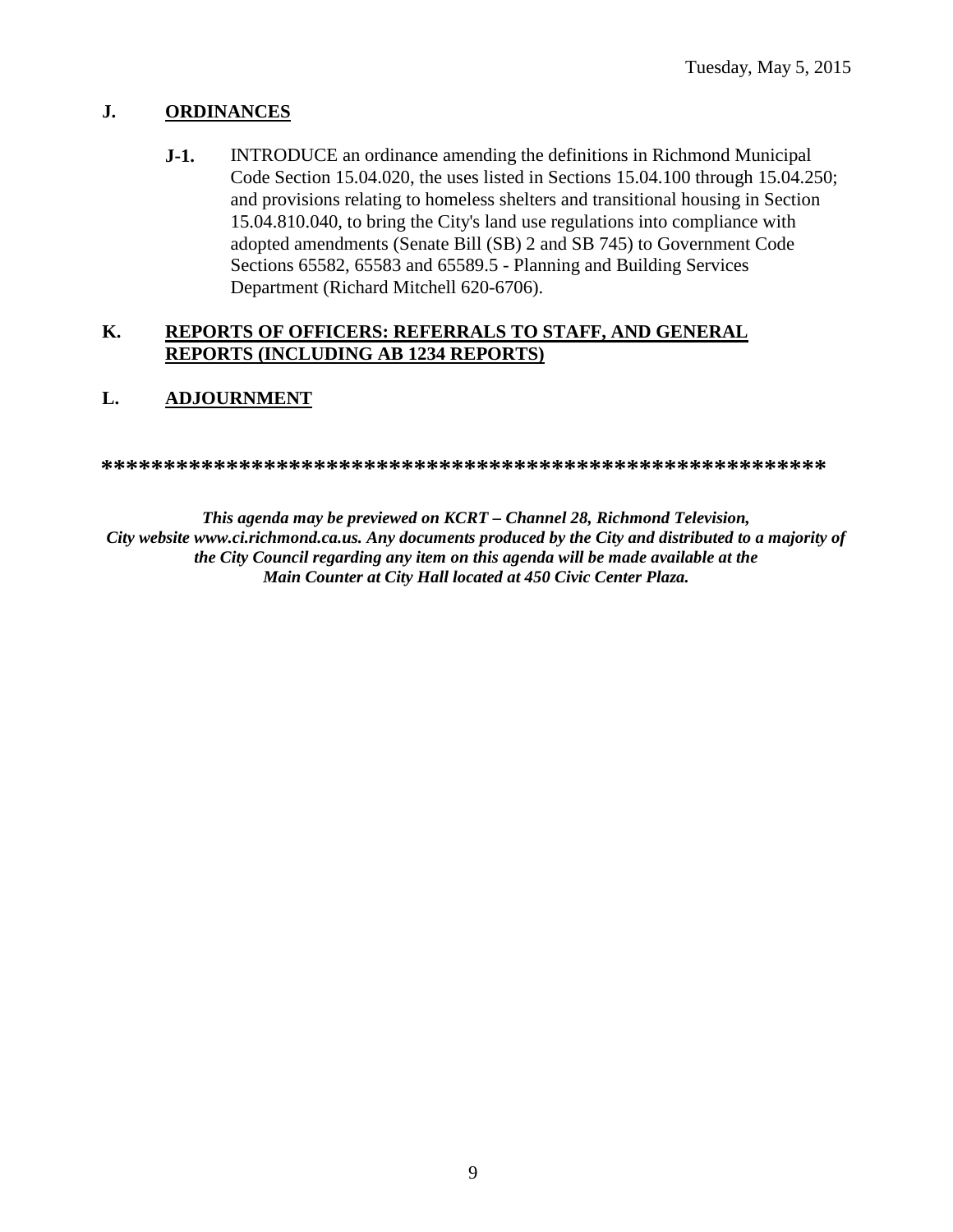## J. ORDINANCES

**J-1.** INTRODUCE an ordinance amending the definitions in Richmond Municipal Code Section 15.04.020, the uses listed in Sections 15.04.100 through 15.04.250; and provisions relating to homeless shelters and transitional housing in Section 15.04.810.040, to bring the City's land use regulations into compliance with adopted amendments (Senate Bill (SB) 2 and SB 745) to Government Code Sections 65582, 65583 and 65589.5 - Planning and Building Services Department (Richard Mitchell 620-6706).

## K. REPORTS OF OFFICERS: REFERRALS TO STAFF, AND GENERAL REPORTS (INCLUDING AB 1234 REPORTS)

## L. ADJOURNMENT

*********************************************************

***This agenda may be previewed on KCRT – Channel 28, Richmond Television, City website www.ci.richmond.ca.us. Any documents produced by the City and distributed to a majority of the City Council regarding any item on this agenda will be made available at the Main Counter at City Hall located at 450 Civic Center Plaza.***